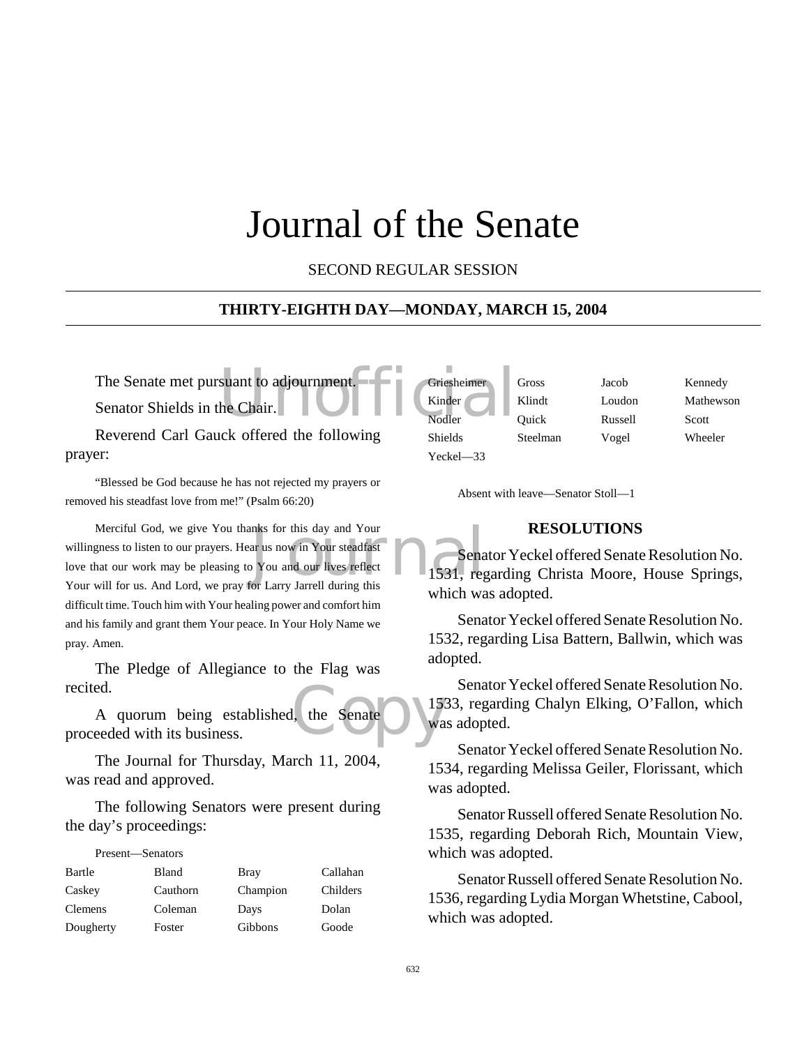# Journal of the Senate

SECOND REGULAR SESSION

**THIRTY-EIGHTH DAY—MONDAY, MARCH 15, 2004**

The Senate met pursuant to adjournment.

Senator Shields in the Chair.

Reverend Carl Gauck offered the following prayer:

"Blessed be God because he has not rejected my prayers or removed his steadfast love from me!" (Psalm 66:20)

Merciful God, we give You thanks for this day and Your willingness to listen to our prayers. Hear us now in Your steadfast love that our work may be pleasing to You and our lives reflect Your will for us. And Lord, we pray for Larry Jarrell during this difficult time. Touch him with Your healing power and comfort him and his family and grant them Your peace. In Your Holy Name we pray. Amen.

The Pledge of Allegiance to the Flag was recited.

A quorum being established, the Senate proceeded with its business.

The Journal for Thursday, March 11, 2004, was read and approved.

The following Senators were present during the day's proceedings:

Present—Senators

| | | | |
|---|---|---|---|
| Bartle | Bland | Bray | Callahan |
| Caskey | Cauthorn | Champion | Childers |
| Clemens | Coleman | Days | Dolan |
| Dougherty | Foster | Gibbons | Goode |
| Griesheimer | Gross | Jacob | Kennedy |
| Kinder | Klindt | Loudon | Mathewson |
| Nodler | Quick | Russell | Scott |
| Shields | Steelman | Vogel | Wheeler |
| Yeckel—33 | | | |

Absent with leave—Senator Stoll—1

## RESOLUTIONS

Senator Yeckel offered Senate Resolution No. 1531, regarding Christa Moore, House Springs, which was adopted.

Senator Yeckel offered Senate Resolution No. 1532, regarding Lisa Battern, Ballwin, which was adopted.

Senator Yeckel offered Senate Resolution No. 1533, regarding Chalyn Elking, O'Fallon, which was adopted.

Senator Yeckel offered Senate Resolution No. 1534, regarding Melissa Geiler, Florissant, which was adopted.

Senator Russell offered Senate Resolution No. 1535, regarding Deborah Rich, Mountain View, which was adopted.

Senator Russell offered Senate Resolution No. 1536, regarding Lydia Morgan Whetstine, Cabool, which was adopted.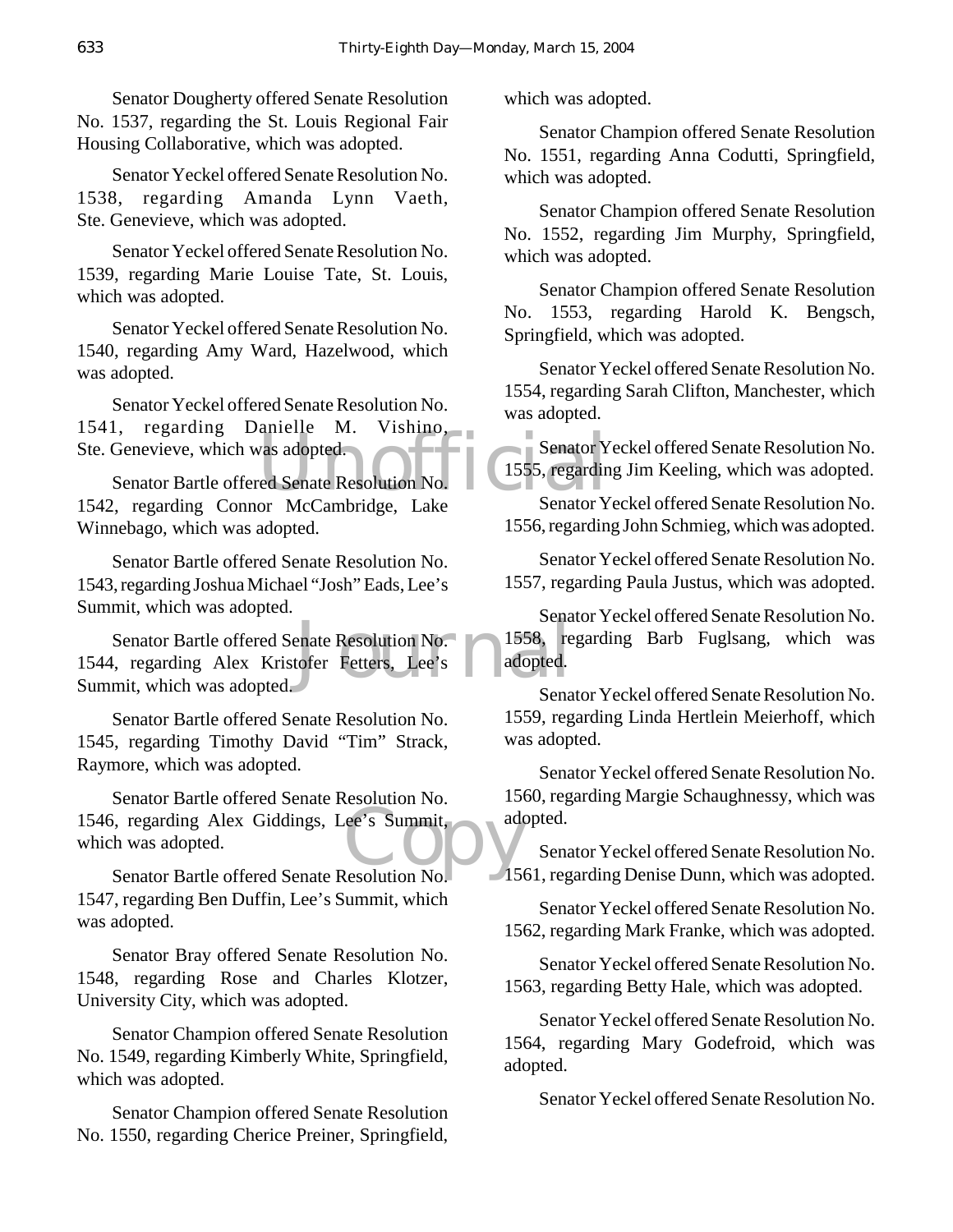Senator Dougherty offered Senate Resolution No. 1537, regarding the St. Louis Regional Fair Housing Collaborative, which was adopted.

Senator Yeckel offered Senate Resolution No. 1538, regarding Amanda Lynn Vaeth, Ste. Genevieve, which was adopted.

Senator Yeckel offered Senate Resolution No. 1539, regarding Marie Louise Tate, St. Louis, which was adopted.

Senator Yeckel offered Senate Resolution No. 1540, regarding Amy Ward, Hazelwood, which was adopted.

Senator Yeckel offered Senate Resolution No. 1541, regarding Danielle M. Vishino, Ste. Genevieve, which was adopted.

Senator Bartle offered Senate Resolution No. 1542, regarding Connor McCambridge, Lake Winnebago, which was adopted.

Senator Bartle offered Senate Resolution No. 1543, regarding Joshua Michael "Josh" Eads, Lee's Summit, which was adopted.

Senator Bartle offered Senate Resolution No. 1544, regarding Alex Kristofer Fetters, Lee's Summit, which was adopted.

Senator Bartle offered Senate Resolution No. 1545, regarding Timothy David "Tim" Strack, Raymore, which was adopted.

Senator Bartle offered Senate Resolution No. 1546, regarding Alex Giddings, Lee's Summit, which was adopted.

Senator Bartle offered Senate Resolution No. 1547, regarding Ben Duffin, Lee's Summit, which was adopted.

Senator Bray offered Senate Resolution No. 1548, regarding Rose and Charles Klotzer, University City, which was adopted.

Senator Champion offered Senate Resolution No. 1549, regarding Kimberly White, Springfield, which was adopted.

Senator Champion offered Senate Resolution No. 1550, regarding Cherice Preiner, Springfield, which was adopted.

Senator Champion offered Senate Resolution No. 1551, regarding Anna Codutti, Springfield, which was adopted.

Senator Champion offered Senate Resolution No. 1552, regarding Jim Murphy, Springfield, which was adopted.

Senator Champion offered Senate Resolution No. 1553, regarding Harold K. Bengsch, Springfield, which was adopted.

Senator Yeckel offered Senate Resolution No. 1554, regarding Sarah Clifton, Manchester, which was adopted.

Senator Yeckel offered Senate Resolution No. 1555, regarding Jim Keeling, which was adopted.

Senator Yeckel offered Senate Resolution No. 1556, regarding John Schmieg, which was adopted.

Senator Yeckel offered Senate Resolution No. 1557, regarding Paula Justus, which was adopted.

Senator Yeckel offered Senate Resolution No. 1558, regarding Barb Fuglsang, which was adopted.

Senator Yeckel offered Senate Resolution No. 1559, regarding Linda Hertlein Meierhoff, which was adopted.

Senator Yeckel offered Senate Resolution No. 1560, regarding Margie Schaughnessy, which was adopted.

Senator Yeckel offered Senate Resolution No. 1561, regarding Denise Dunn, which was adopted.

Senator Yeckel offered Senate Resolution No. 1562, regarding Mark Franke, which was adopted.

Senator Yeckel offered Senate Resolution No. 1563, regarding Betty Hale, which was adopted.

Senator Yeckel offered Senate Resolution No. 1564, regarding Mary Godefroid, which was adopted.

Senator Yeckel offered Senate Resolution No.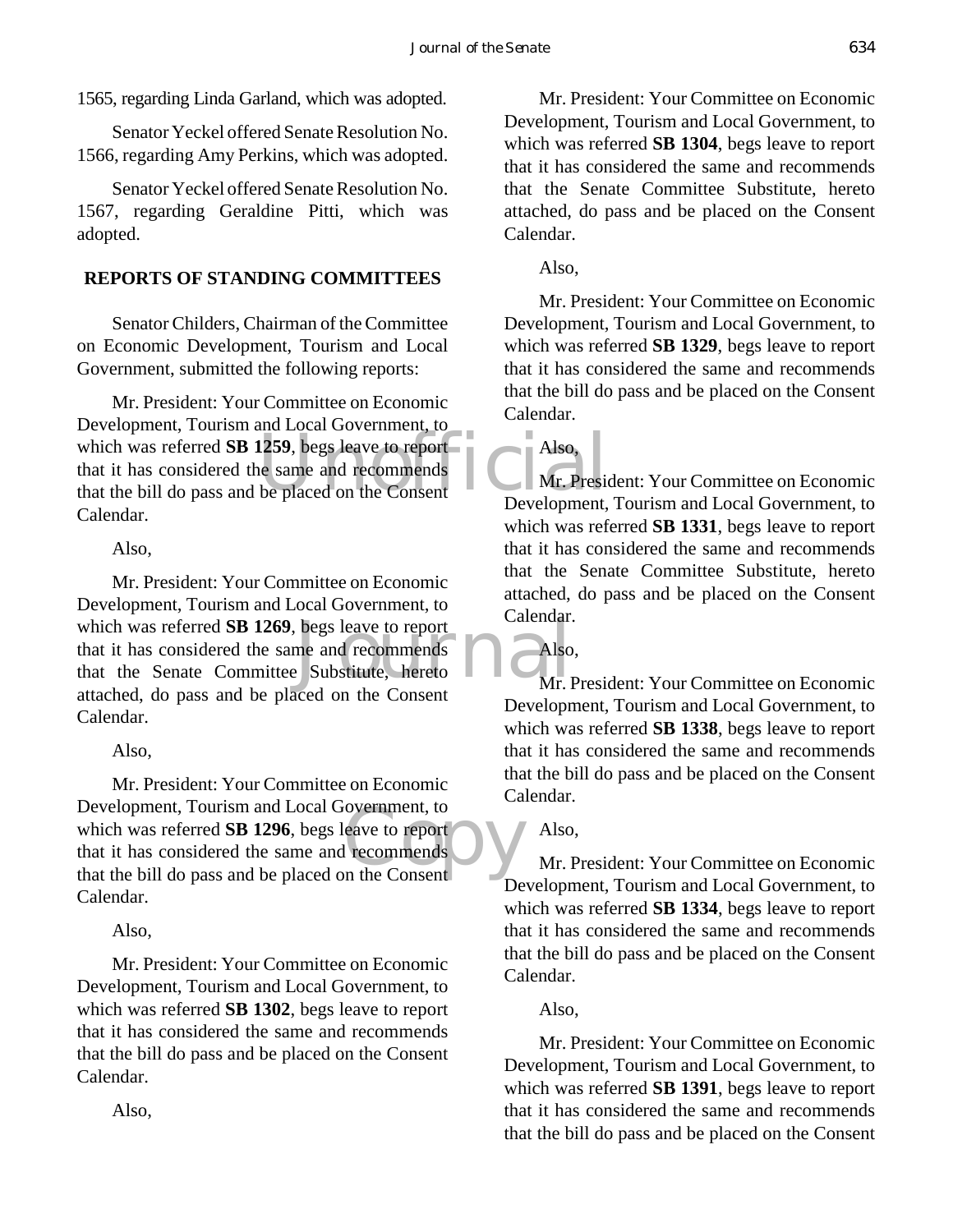1565, regarding Linda Garland, which was adopted.

Senator Yeckel offered Senate Resolution No. 1566, regarding Amy Perkins, which was adopted.

Senator Yeckel offered Senate Resolution No. 1567, regarding Geraldine Pitti, which was adopted.

## REPORTS OF STANDING COMMITTEES

Senator Childers, Chairman of the Committee on Economic Development, Tourism and Local Government, submitted the following reports:

Mr. President: Your Committee on Economic Development, Tourism and Local Government, to which was referred **SB 1259**, begs leave to report that it has considered the same and recommends that the bill do pass and be placed on the Consent Calendar.

Also,

Mr. President: Your Committee on Economic Development, Tourism and Local Government, to which was referred **SB 1269**, begs leave to report that it has considered the same and recommends that the Senate Committee Substitute, hereto attached, do pass and be placed on the Consent Calendar.

Also,

Mr. President: Your Committee on Economic Development, Tourism and Local Government, to which was referred **SB 1296**, begs leave to report that it has considered the same and recommends that the bill do pass and be placed on the Consent Calendar.

Also,

Mr. President: Your Committee on Economic Development, Tourism and Local Government, to which was referred **SB 1302**, begs leave to report that it has considered the same and recommends that the bill do pass and be placed on the Consent Calendar.

Also,

Mr. President: Your Committee on Economic Development, Tourism and Local Government, to which was referred **SB 1304**, begs leave to report that it has considered the same and recommends that the Senate Committee Substitute, hereto attached, do pass and be placed on the Consent Calendar.

Also,

Mr. President: Your Committee on Economic Development, Tourism and Local Government, to which was referred **SB 1329**, begs leave to report that it has considered the same and recommends that the bill do pass and be placed on the Consent Calendar.

Also,

Mr. President: Your Committee on Economic Development, Tourism and Local Government, to which was referred **SB 1331**, begs leave to report that it has considered the same and recommends that the Senate Committee Substitute, hereto attached, do pass and be placed on the Consent Calendar.

Also,

Mr. President: Your Committee on Economic Development, Tourism and Local Government, to which was referred **SB 1338**, begs leave to report that it has considered the same and recommends that the bill do pass and be placed on the Consent Calendar.

Also,

Mr. President: Your Committee on Economic Development, Tourism and Local Government, to which was referred **SB 1334**, begs leave to report that it has considered the same and recommends that the bill do pass and be placed on the Consent Calendar.

Also,

Mr. President: Your Committee on Economic Development, Tourism and Local Government, to which was referred **SB 1391**, begs leave to report that it has considered the same and recommends that the bill do pass and be placed on the Consent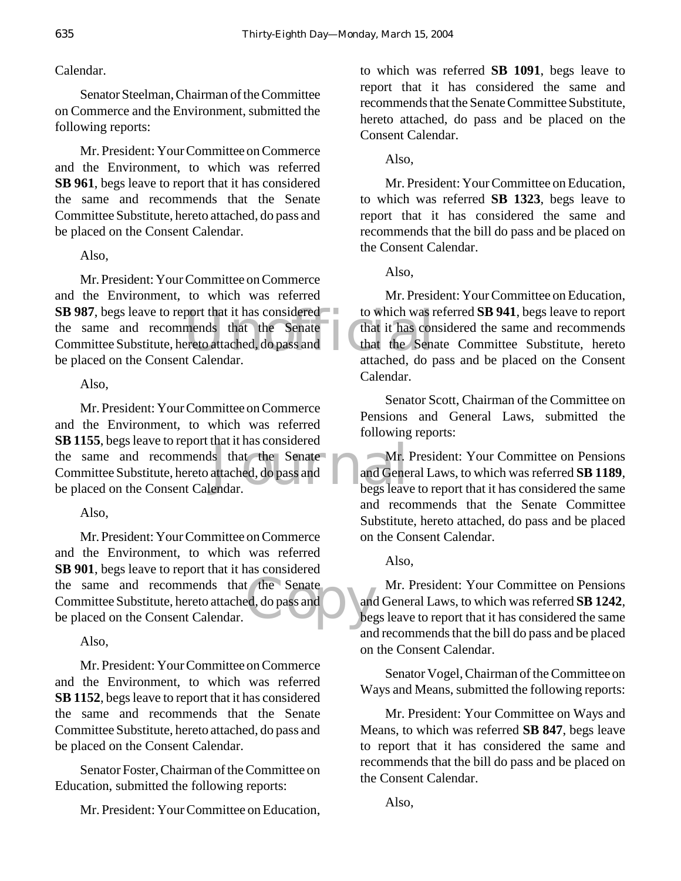Calendar.

Senator Steelman, Chairman of the Committee on Commerce and the Environment, submitted the following reports:

Mr. President: Your Committee on Commerce and the Environment, to which was referred **SB 961**, begs leave to report that it has considered the same and recommends that the Senate Committee Substitute, hereto attached, do pass and be placed on the Consent Calendar.

Also,

Mr. President: Your Committee on Commerce and the Environment, to which was referred **SB 987**, begs leave to report that it has considered the same and recommends that the Senate Committee Substitute, hereto attached, do pass and be placed on the Consent Calendar.

Also,

Mr. President: Your Committee on Commerce and the Environment, to which was referred **SB 1155**, begs leave to report that it has considered the same and recommends that the Senate Committee Substitute, hereto attached, do pass and be placed on the Consent Calendar.

Also,

Mr. President: Your Committee on Commerce and the Environment, to which was referred **SB 901**, begs leave to report that it has considered the same and recommends that the Senate Committee Substitute, hereto attached, do pass and be placed on the Consent Calendar.

Also,

Mr. President: Your Committee on Commerce and the Environment, to which was referred **SB 1152**, begs leave to report that it has considered the same and recommends that the Senate Committee Substitute, hereto attached, do pass and be placed on the Consent Calendar.

Senator Foster, Chairman of the Committee on Education, submitted the following reports:

Mr. President: Your Committee on Education, to which was referred **SB 1091**, begs leave to report that it has considered the same and recommends that the Senate Committee Substitute, hereto attached, do pass and be placed on the Consent Calendar.

Also,

Mr. President: Your Committee on Education, to which was referred **SB 1323**, begs leave to report that it has considered the same and recommends that the bill do pass and be placed on the Consent Calendar.

Also,

Mr. President: Your Committee on Education, to which was referred **SB 941**, begs leave to report that it has considered the same and recommends that the Senate Committee Substitute, hereto attached, do pass and be placed on the Consent Calendar.

Senator Scott, Chairman of the Committee on Pensions and General Laws, submitted the following reports:

Mr. President: Your Committee on Pensions and General Laws, to which was referred **SB 1189**, begs leave to report that it has considered the same and recommends that the Senate Committee Substitute, hereto attached, do pass and be placed on the Consent Calendar.

Also,

Mr. President: Your Committee on Pensions and General Laws, to which was referred **SB 1242**, begs leave to report that it has considered the same and recommends that the bill do pass and be placed on the Consent Calendar.

Senator Vogel, Chairman of the Committee on Ways and Means, submitted the following reports:

Mr. President: Your Committee on Ways and Means, to which was referred **SB 847**, begs leave to report that it has considered the same and recommends that the bill do pass and be placed on the Consent Calendar.

Also,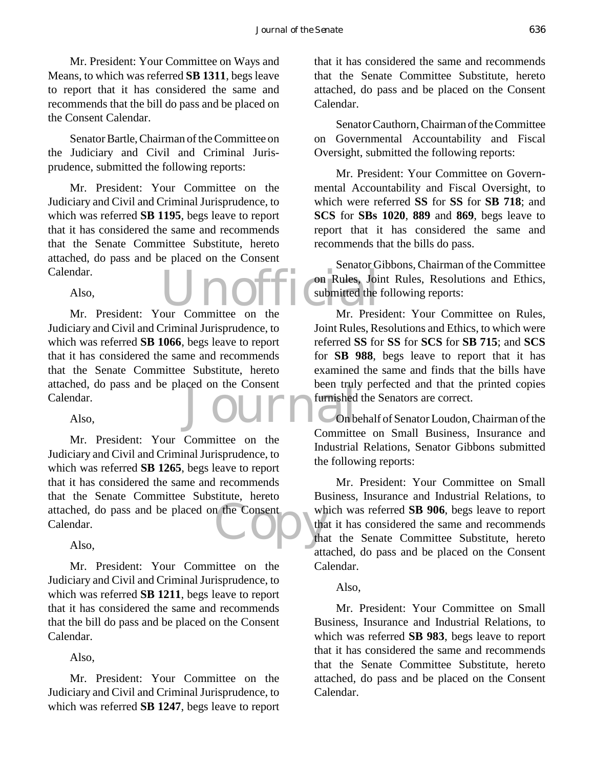Mr. President: Your Committee on Ways and Means, to which was referred **SB 1311**, begs leave to report that it has considered the same and recommends that the bill do pass and be placed on the Consent Calendar.

Senator Bartle, Chairman of the Committee on the Judiciary and Civil and Criminal Jurisprudence, submitted the following reports:

Mr. President: Your Committee on the Judiciary and Civil and Criminal Jurisprudence, to which was referred **SB 1195**, begs leave to report that it has considered the same and recommends that the Senate Committee Substitute, hereto attached, do pass and be placed on the Consent Calendar.

Also,

Mr. President: Your Committee on the Judiciary and Civil and Criminal Jurisprudence, to which was referred **SB 1066**, begs leave to report that it has considered the same and recommends that the Senate Committee Substitute, hereto attached, do pass and be placed on the Consent Calendar.

Also,

Mr. President: Your Committee on the Judiciary and Civil and Criminal Jurisprudence, to which was referred **SB 1265**, begs leave to report that it has considered the same and recommends that the Senate Committee Substitute, hereto attached, do pass and be placed on the Consent Calendar.

Also,

Mr. President: Your Committee on the Judiciary and Civil and Criminal Jurisprudence, to which was referred **SB 1211**, begs leave to report that it has considered the same and recommends that the bill do pass and be placed on the Consent Calendar.

Also,

Mr. President: Your Committee on the Judiciary and Civil and Criminal Jurisprudence, to which was referred **SB 1247**, begs leave to report that it has considered the same and recommends that the Senate Committee Substitute, hereto attached, do pass and be placed on the Consent Calendar.

Senator Cauthorn, Chairman of the Committee on Governmental Accountability and Fiscal Oversight, submitted the following reports:

Mr. President: Your Committee on Governmental Accountability and Fiscal Oversight, to which were referred **SS** for **SS** for **SB 718**; and **SCS** for **SBs 1020**, **889** and **869**, begs leave to report that it has considered the same and recommends that the bills do pass.

Senator Gibbons, Chairman of the Committee on Rules, Joint Rules, Resolutions and Ethics, submitted the following reports:

Mr. President: Your Committee on Rules, Joint Rules, Resolutions and Ethics, to which were referred **SS** for **SS** for **SCS** for **SB 715**; and **SCS** for **SB 988**, begs leave to report that it has examined the same and finds that the bills have been truly perfected and that the printed copies furnished the Senators are correct.

On behalf of Senator Loudon, Chairman of the Committee on Small Business, Insurance and Industrial Relations, Senator Gibbons submitted the following reports:

Mr. President: Your Committee on Small Business, Insurance and Industrial Relations, to which was referred **SB 906**, begs leave to report that it has considered the same and recommends that the Senate Committee Substitute, hereto attached, do pass and be placed on the Consent Calendar.

Also,

Mr. President: Your Committee on Small Business, Insurance and Industrial Relations, to which was referred **SB 983**, begs leave to report that it has considered the same and recommends that the Senate Committee Substitute, hereto attached, do pass and be placed on the Consent Calendar.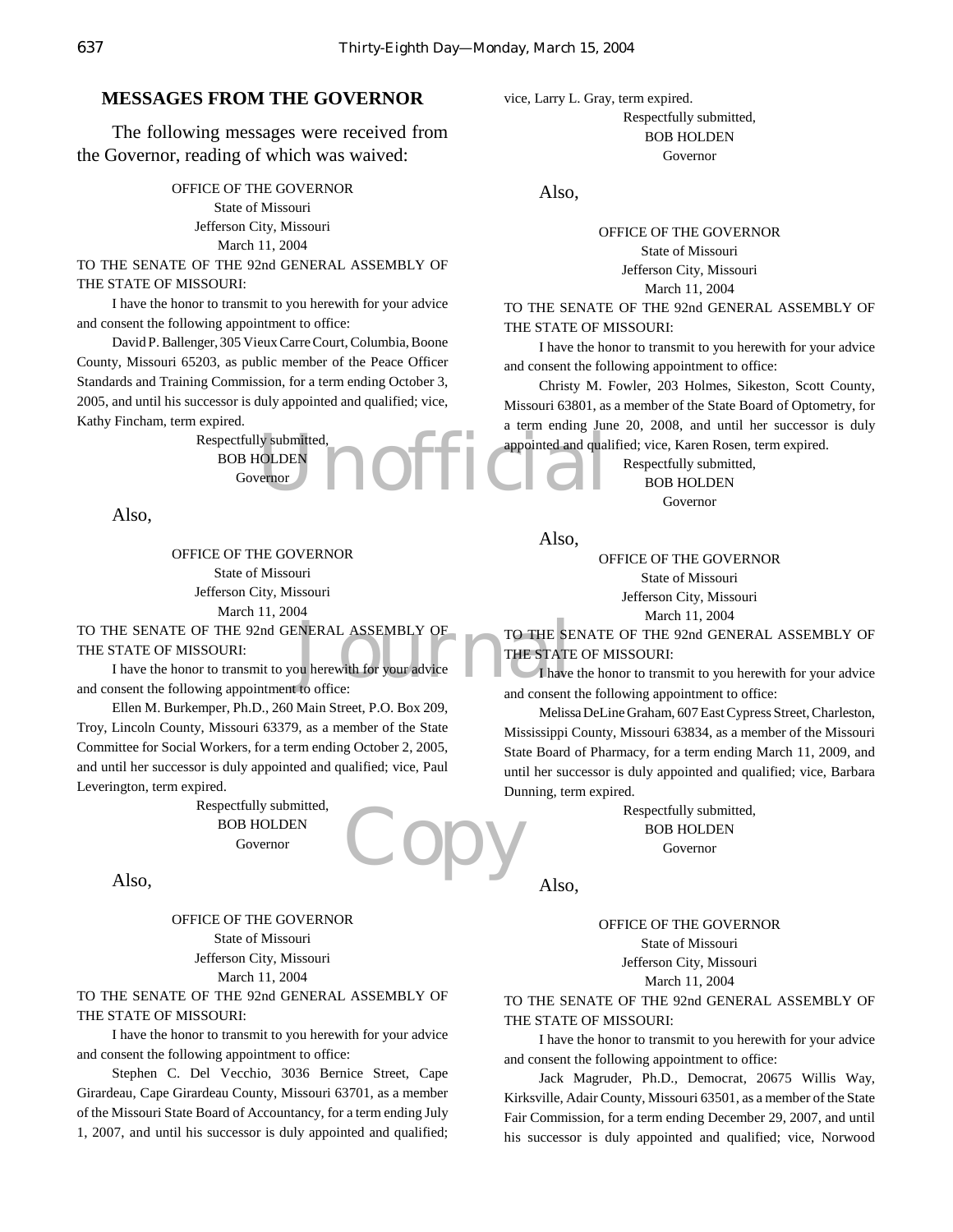## MESSAGES FROM THE GOVERNOR

The following messages were received from the Governor, reading of which was waived:

OFFICE OF THE GOVERNOR
State of Missouri
Jefferson City, Missouri
March 11, 2004

TO THE SENATE OF THE 92nd GENERAL ASSEMBLY OF THE STATE OF MISSOURI:

I have the honor to transmit to you herewith for your advice and consent the following appointment to office:

David P. Ballenger, 305 Vieux Carre Court, Columbia, Boone County, Missouri 65203, as public member of the Peace Officer Standards and Training Commission, for a term ending October 3, 2005, and until his successor is duly appointed and qualified; vice, Kathy Fincham, term expired.

Respectfully submitted,
BOB HOLDEN
Governor

Also,

OFFICE OF THE GOVERNOR
State of Missouri
Jefferson City, Missouri
March 11, 2004

TO THE SENATE OF THE 92nd GENERAL ASSEMBLY OF THE STATE OF MISSOURI:

I have the honor to transmit to you herewith for your advice and consent the following appointment to office:

Ellen M. Burkemper, Ph.D., 260 Main Street, P.O. Box 209, Troy, Lincoln County, Missouri 63379, as a member of the State Committee for Social Workers, for a term ending October 2, 2005, and until her successor is duly appointed and qualified; vice, Paul Leverington, term expired.

Respectfully submitted,
BOB HOLDEN
Governor

Also,

OFFICE OF THE GOVERNOR
State of Missouri
Jefferson City, Missouri
March 11, 2004

TO THE SENATE OF THE 92nd GENERAL ASSEMBLY OF THE STATE OF MISSOURI:

I have the honor to transmit to you herewith for your advice and consent the following appointment to office:

Stephen C. Del Vecchio, 3036 Bernice Street, Cape Girardeau, Cape Girardeau County, Missouri 63701, as a member of the Missouri State Board of Accountancy, for a term ending July 1, 2007, and until his successor is duly appointed and qualified; vice, Larry L. Gray, term expired.

Respectfully submitted,
BOB HOLDEN
Governor

Also,

OFFICE OF THE GOVERNOR
State of Missouri
Jefferson City, Missouri
March 11, 2004

TO THE SENATE OF THE 92nd GENERAL ASSEMBLY OF THE STATE OF MISSOURI:

I have the honor to transmit to you herewith for your advice and consent the following appointment to office:

Christy M. Fowler, 203 Holmes, Sikeston, Scott County, Missouri 63801, as a member of the State Board of Optometry, for a term ending June 20, 2008, and until her successor is duly appointed and qualified; vice, Karen Rosen, term expired.

Respectfully submitted,
BOB HOLDEN
Governor

Also,

OFFICE OF THE GOVERNOR
State of Missouri
Jefferson City, Missouri
March 11, 2004

TO THE SENATE OF THE 92nd GENERAL ASSEMBLY OF THE STATE OF MISSOURI:

I have the honor to transmit to you herewith for your advice and consent the following appointment to office:

Melissa DeLine Graham, 607 East Cypress Street, Charleston, Mississippi County, Missouri 63834, as a member of the Missouri State Board of Pharmacy, for a term ending March 11, 2009, and until her successor is duly appointed and qualified; vice, Barbara Dunning, term expired.

Respectfully submitted,
BOB HOLDEN
Governor

Also,

OFFICE OF THE GOVERNOR
State of Missouri
Jefferson City, Missouri
March 11, 2004

TO THE SENATE OF THE 92nd GENERAL ASSEMBLY OF THE STATE OF MISSOURI:

I have the honor to transmit to you herewith for your advice and consent the following appointment to office:

Jack Magruder, Ph.D., Democrat, 20675 Willis Way, Kirksville, Adair County, Missouri 63501, as a member of the State Fair Commission, for a term ending December 29, 2007, and until his successor is duly appointed and qualified; vice, Norwood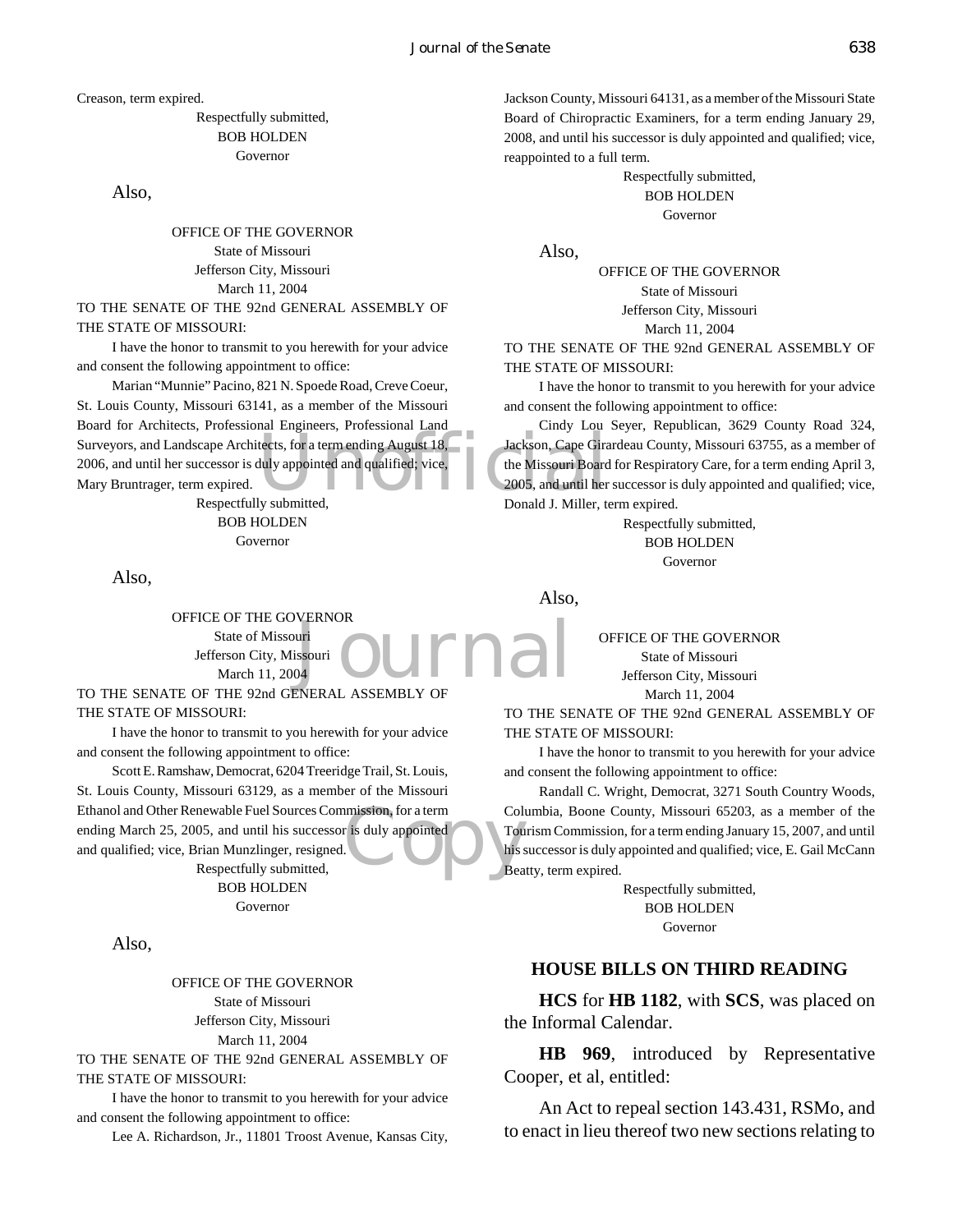Creason, term expired.

Respectfully submitted,
BOB HOLDEN
Governor

Also,

OFFICE OF THE GOVERNOR
State of Missouri
Jefferson City, Missouri
March 11, 2004

TO THE SENATE OF THE 92nd GENERAL ASSEMBLY OF THE STATE OF MISSOURI:

I have the honor to transmit to you herewith for your advice and consent the following appointment to office:

Marian "Munnie" Pacino, 821 N. Spoede Road, Creve Coeur, St. Louis County, Missouri 63141, as a member of the Missouri Board for Architects, Professional Engineers, Professional Land Surveyors, and Landscape Architects, for a term ending August 18, 2006, and until her successor is duly appointed and qualified; vice, Mary Bruntrager, term expired.

Respectfully submitted,
BOB HOLDEN
Governor

Also,

OFFICE OF THE GOVERNOR
State of Missouri
Jefferson City, Missouri
March 11, 2004

TO THE SENATE OF THE 92nd GENERAL ASSEMBLY OF THE STATE OF MISSOURI:

I have the honor to transmit to you herewith for your advice and consent the following appointment to office:

Scott E. Ramshaw, Democrat, 6204 Treeridge Trail, St. Louis, St. Louis County, Missouri 63129, as a member of the Missouri Ethanol and Other Renewable Fuel Sources Commission, for a term ending March 25, 2005, and until his successor is duly appointed and qualified; vice, Brian Munzlinger, resigned.

Respectfully submitted,
BOB HOLDEN
Governor

Also,

OFFICE OF THE GOVERNOR
State of Missouri
Jefferson City, Missouri
March 11, 2004

TO THE SENATE OF THE 92nd GENERAL ASSEMBLY OF THE STATE OF MISSOURI:

I have the honor to transmit to you herewith for your advice and consent the following appointment to office:

Lee A. Richardson, Jr., 11801 Troost Avenue, Kansas City, Jackson County, Missouri 64131, as a member of the Missouri State Board of Chiropractic Examiners, for a term ending January 29, 2008, and until his successor is duly appointed and qualified; vice, reappointed to a full term.

Respectfully submitted,
BOB HOLDEN
Governor

Also,

OFFICE OF THE GOVERNOR
State of Missouri
Jefferson City, Missouri
March 11, 2004

TO THE SENATE OF THE 92nd GENERAL ASSEMBLY OF THE STATE OF MISSOURI:

I have the honor to transmit to you herewith for your advice and consent the following appointment to office:

Cindy Lou Seyer, Republican, 3629 County Road 324, Jackson, Cape Girardeau County, Missouri 63755, as a member of the Missouri Board for Respiratory Care, for a term ending April 3, 2005, and until her successor is duly appointed and qualified; vice, Donald J. Miller, term expired.

Respectfully submitted,
BOB HOLDEN
Governor

Also,

OFFICE OF THE GOVERNOR
State of Missouri
Jefferson City, Missouri
March 11, 2004

TO THE SENATE OF THE 92nd GENERAL ASSEMBLY OF THE STATE OF MISSOURI:

I have the honor to transmit to you herewith for your advice and consent the following appointment to office:

Randall C. Wright, Democrat, 3271 South Country Woods, Columbia, Boone County, Missouri 65203, as a member of the Tourism Commission, for a term ending January 15, 2007, and until his successor is duly appointed and qualified; vice, E. Gail McCann Beatty, term expired.

Respectfully submitted,
BOB HOLDEN
Governor

## HOUSE BILLS ON THIRD READING

**HCS** for **HB 1182**, with **SCS**, was placed on the Informal Calendar.

**HB 969**, introduced by Representative Cooper, et al, entitled:

An Act to repeal section 143.431, RSMo, and to enact in lieu thereof two new sections relating to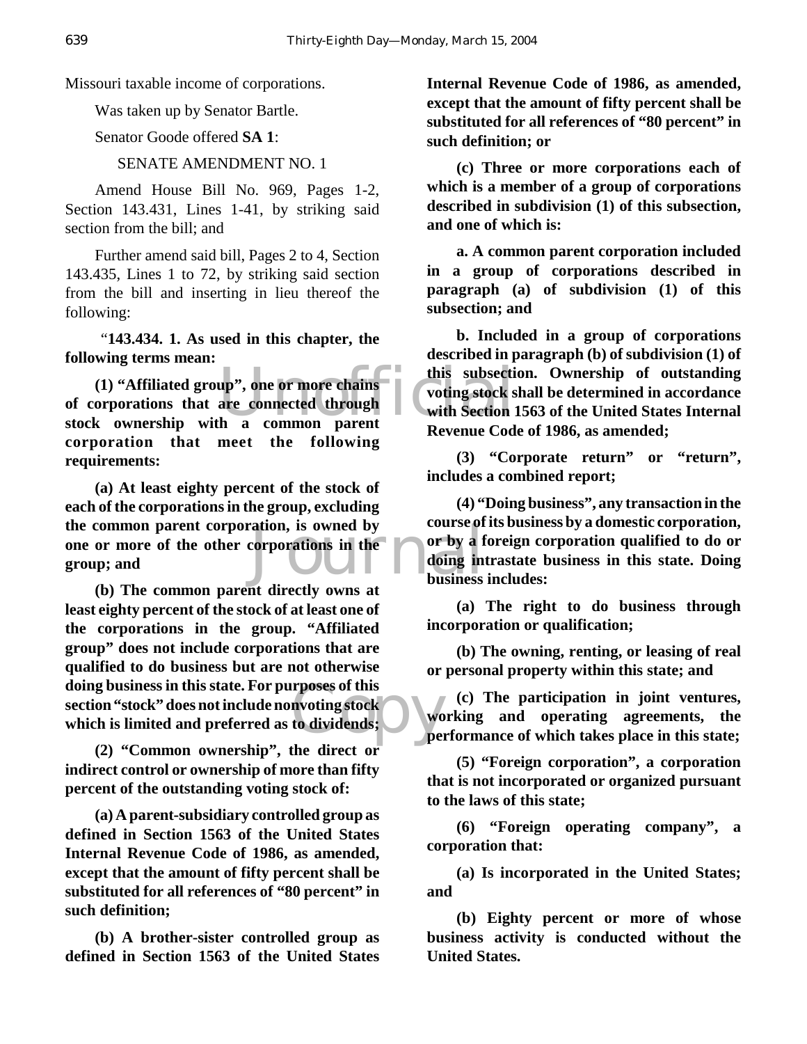Missouri taxable income of corporations.

Was taken up by Senator Bartle.

Senator Goode offered **SA 1**:

SENATE AMENDMENT NO. 1

Amend House Bill No. 969, Pages 1-2, Section 143.431, Lines 1-41, by striking said section from the bill; and

Further amend said bill, Pages 2 to 4, Section 143.435, Lines 1 to 72, by striking said section from the bill and inserting in lieu thereof the following:

"**143.434. 1. As used in this chapter, the following terms mean:**

**(1) "Affiliated group", one or more chains of corporations that are connected through stock ownership with a common parent corporation that meet the following requirements:**

**(a) At least eighty percent of the stock of each of the corporations in the group, excluding the common parent corporation, is owned by one or more of the other corporations in the group; and**

**(b) The common parent directly owns at least eighty percent of the stock of at least one of the corporations in the group. "Affiliated group" does not include corporations that are qualified to do business but are not otherwise doing business in this state. For purposes of this section "stock" does not include nonvoting stock which is limited and preferred as to dividends;**

**(2) "Common ownership", the direct or indirect control or ownership of more than fifty percent of the outstanding voting stock of:**

**(a) A parent-subsidiary controlled group as defined in Section 1563 of the United States Internal Revenue Code of 1986, as amended, except that the amount of fifty percent shall be substituted for all references of "80 percent" in such definition;**

**(b) A brother-sister controlled group as defined in Section 1563 of the United States Internal Revenue Code of 1986, as amended, except that the amount of fifty percent shall be substituted for all references of "80 percent" in such definition; or**

**(c) Three or more corporations each of which is a member of a group of corporations described in subdivision (1) of this subsection, and one of which is:**

**a. A common parent corporation included in a group of corporations described in paragraph (a) of subdivision (1) of this subsection; and**

**b. Included in a group of corporations described in paragraph (b) of subdivision (1) of this subsection. Ownership of outstanding voting stock shall be determined in accordance with Section 1563 of the United States Internal Revenue Code of 1986, as amended;**

**(3) "Corporate return" or "return", includes a combined report;**

**(4) "Doing business", any transaction in the course of its business by a domestic corporation, or by a foreign corporation qualified to do or doing intrastate business in this state. Doing business includes:**

**(a) The right to do business through incorporation or qualification;**

**(b) The owning, renting, or leasing of real or personal property within this state; and**

**(c) The participation in joint ventures, working and operating agreements, the performance of which takes place in this state;**

**(5) "Foreign corporation", a corporation that is not incorporated or organized pursuant to the laws of this state;**

**(6) "Foreign operating company", a corporation that:**

**(a) Is incorporated in the United States; and**

**(b) Eighty percent or more of whose business activity is conducted without the United States.**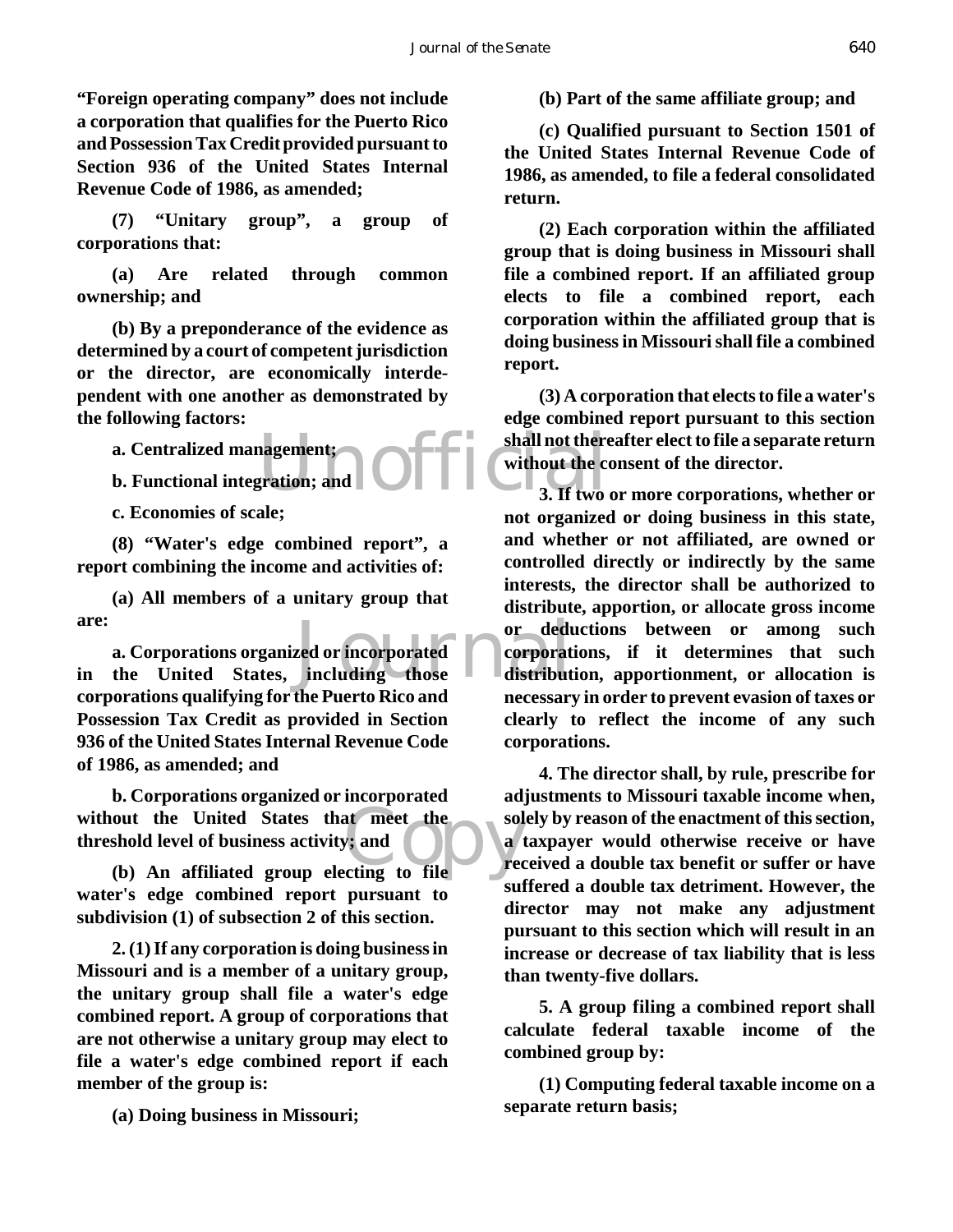**"Foreign operating company" does not include a corporation that qualifies for the Puerto Rico and Possession Tax Credit provided pursuant to Section 936 of the United States Internal Revenue Code of 1986, as amended;**

**(7) "Unitary group", a group of corporations that:**

**(a) Are related through common ownership; and**

**(b) By a preponderance of the evidence as determined by a court of competent jurisdiction or the director, are economically interdependent with one another as demonstrated by the following factors:**

**a. Centralized management;**

**b. Functional integration; and**

**c. Economies of scale;**

**(8) "Water's edge combined report", a report combining the income and activities of:**

**(a) All members of a unitary group that are:**

**a. Corporations organized or incorporated in the United States, including those corporations qualifying for the Puerto Rico and Possession Tax Credit as provided in Section 936 of the United States Internal Revenue Code of 1986, as amended; and**

**b. Corporations organized or incorporated without the United States that meet the threshold level of business activity; and**

**(b) An affiliated group electing to file water's edge combined report pursuant to subdivision (1) of subsection 2 of this section.**

**2. (1) If any corporation is doing business in Missouri and is a member of a unitary group, the unitary group shall file a water's edge combined report. A group of corporations that are not otherwise a unitary group may elect to file a water's edge combined report if each member of the group is:**

**(a) Doing business in Missouri;**

**(b) Part of the same affiliate group; and**

**(c) Qualified pursuant to Section 1501 of the United States Internal Revenue Code of 1986, as amended, to file a federal consolidated return.**

**(2) Each corporation within the affiliated group that is doing business in Missouri shall file a combined report. If an affiliated group elects to file a combined report, each corporation within the affiliated group that is doing business in Missouri shall file a combined report.**

**(3) A corporation that elects to file a water's edge combined report pursuant to this section shall not thereafter elect to file a separate return without the consent of the director.**

**3. If two or more corporations, whether or not organized or doing business in this state, and whether or not affiliated, are owned or controlled directly or indirectly by the same interests, the director shall be authorized to distribute, apportion, or allocate gross income or deductions between or among such corporations, if it determines that such distribution, apportionment, or allocation is necessary in order to prevent evasion of taxes or clearly to reflect the income of any such corporations.**

**4. The director shall, by rule, prescribe for adjustments to Missouri taxable income when, solely by reason of the enactment of this section, a taxpayer would otherwise receive or have received a double tax benefit or suffer or have suffered a double tax detriment. However, the director may not make any adjustment pursuant to this section which will result in an increase or decrease of tax liability that is less than twenty-five dollars.**

**5. A group filing a combined report shall calculate federal taxable income of the combined group by:**

**(1) Computing federal taxable income on a separate return basis;**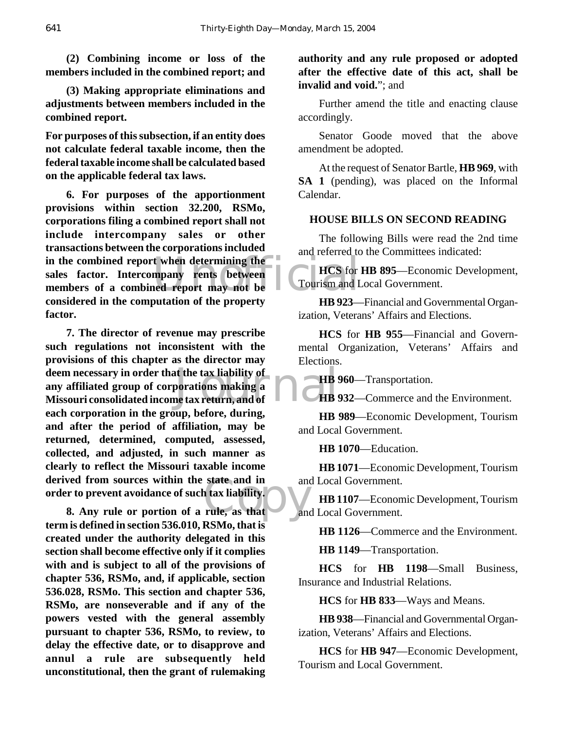**(2) Combining income or loss of the members included in the combined report; and**

**(3) Making appropriate eliminations and adjustments between members included in the combined report.**

**For purposes of this subsection, if an entity does not calculate federal taxable income, then the federal taxable income shall be calculated based on the applicable federal tax laws.**

**6. For purposes of the apportionment provisions within section 32.200, RSMo, corporations filing a combined report shall not include intercompany sales or other transactions between the corporations included in the combined report when determining the sales factor. Intercompany rents between members of a combined report may not be considered in the computation of the property factor.**

**7. The director of revenue may prescribe such regulations not inconsistent with the provisions of this chapter as the director may deem necessary in order that the tax liability of any affiliated group of corporations making a Missouri consolidated income tax return, and of each corporation in the group, before, during, and after the period of affiliation, may be returned, determined, computed, assessed, collected, and adjusted, in such manner as clearly to reflect the Missouri taxable income derived from sources within the state and in order to prevent avoidance of such tax liability.**

**8. Any rule or portion of a rule, as that term is defined in section 536.010, RSMo, that is created under the authority delegated in this section shall become effective only if it complies with and is subject to all of the provisions of chapter 536, RSMo, and, if applicable, section 536.028, RSMo. This section and chapter 536, RSMo, are nonseverable and if any of the powers vested with the general assembly pursuant to chapter 536, RSMo, to review, to delay the effective date, or to disapprove and annul a rule are subsequently held unconstitutional, then the grant of rulemaking authority and any rule proposed or adopted after the effective date of this act, shall be invalid and void.**"; and

Further amend the title and enacting clause accordingly.

Senator Goode moved that the above amendment be adopted.

At the request of Senator Bartle, **HB 969**, with **SA 1** (pending), was placed on the Informal Calendar.

## HOUSE BILLS ON SECOND READING

The following Bills were read the 2nd time and referred to the Committees indicated:

**HCS** for **HB 895**—Economic Development, Tourism and Local Government.

**HB 923**—Financial and Governmental Organization, Veterans' Affairs and Elections.

**HCS** for **HB 955**—Financial and Governmental Organization, Veterans' Affairs and Elections.

**HB 960**—Transportation.

**HB 932**—Commerce and the Environment.

**HB 989**—Economic Development, Tourism and Local Government.

**HB 1070**—Education.

**HB 1071**—Economic Development, Tourism and Local Government.

**HB 1107**—Economic Development, Tourism and Local Government.

**HB 1126**—Commerce and the Environment.

**HB 1149**—Transportation.

**HCS** for **HB 1198**—Small Business, Insurance and Industrial Relations.

**HCS** for **HB 833**—Ways and Means.

**HB 938**—Financial and Governmental Organization, Veterans' Affairs and Elections.

**HCS** for **HB 947**—Economic Development, Tourism and Local Government.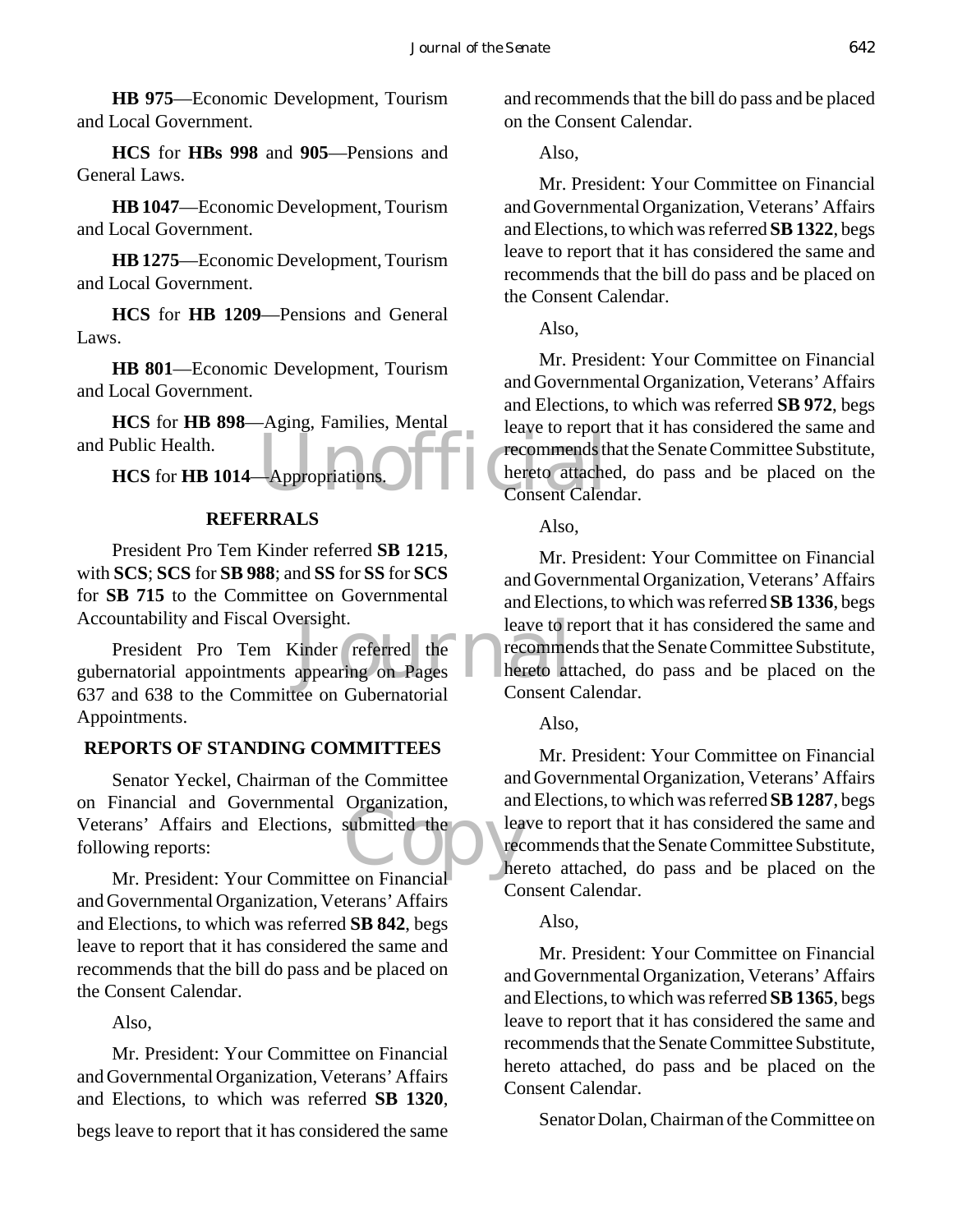**HB 975**—Economic Development, Tourism and Local Government.

**HCS** for **HBs 998** and **905**—Pensions and General Laws.

**HB 1047**—Economic Development, Tourism and Local Government.

**HB 1275**—Economic Development, Tourism and Local Government.

**HCS** for **HB 1209**—Pensions and General Laws.

**HB 801**—Economic Development, Tourism and Local Government.

**HCS** for **HB 898**—Aging, Families, Mental and Public Health.

**HCS** for **HB 1014**—Appropriations.

## REFERRALS

President Pro Tem Kinder referred **SB 1215**, with **SCS**; **SCS** for **SB 988**; and **SS** for **SS** for **SCS** for **SB 715** to the Committee on Governmental Accountability and Fiscal Oversight.

President Pro Tem Kinder referred the gubernatorial appointments appearing on Pages 637 and 638 to the Committee on Gubernatorial Appointments.

## REPORTS OF STANDING COMMITTEES

Senator Yeckel, Chairman of the Committee on Financial and Governmental Organization, Veterans' Affairs and Elections, submitted the following reports:

Mr. President: Your Committee on Financial and Governmental Organization, Veterans' Affairs and Elections, to which was referred **SB 842**, begs leave to report that it has considered the same and recommends that the bill do pass and be placed on the Consent Calendar.

Also,

Mr. President: Your Committee on Financial and Governmental Organization, Veterans' Affairs and Elections, to which was referred **SB 1320**, begs leave to report that it has considered the same and recommends that the bill do pass and be placed on the Consent Calendar.

Also,

Mr. President: Your Committee on Financial and Governmental Organization, Veterans' Affairs and Elections, to which was referred **SB 1322**, begs leave to report that it has considered the same and recommends that the bill do pass and be placed on the Consent Calendar.

Also,

Mr. President: Your Committee on Financial and Governmental Organization, Veterans' Affairs and Elections, to which was referred **SB 972**, begs leave to report that it has considered the same and recommends that the Senate Committee Substitute, hereto attached, do pass and be placed on the Consent Calendar.

Also,

Mr. President: Your Committee on Financial and Governmental Organization, Veterans' Affairs and Elections, to which was referred **SB 1336**, begs leave to report that it has considered the same and recommends that the Senate Committee Substitute, hereto attached, do pass and be placed on the Consent Calendar.

Also,

Mr. President: Your Committee on Financial and Governmental Organization, Veterans' Affairs and Elections, to which was referred **SB 1287**, begs leave to report that it has considered the same and recommends that the Senate Committee Substitute, hereto attached, do pass and be placed on the Consent Calendar.

Also,

Mr. President: Your Committee on Financial and Governmental Organization, Veterans' Affairs and Elections, to which was referred **SB 1365**, begs leave to report that it has considered the same and recommends that the Senate Committee Substitute, hereto attached, do pass and be placed on the Consent Calendar.

Senator Dolan, Chairman of the Committee on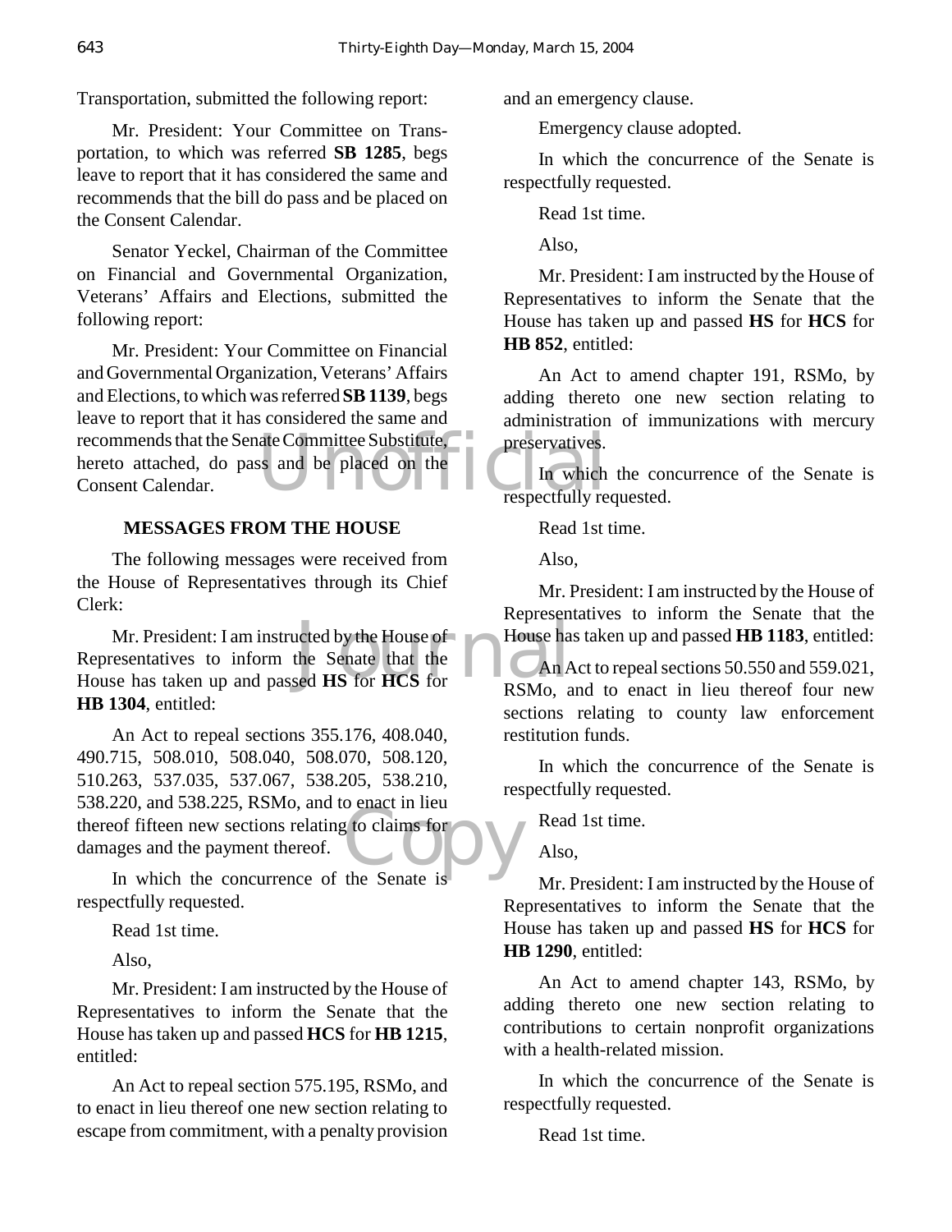Transportation, submitted the following report:

Mr. President: Your Committee on Transportation, to which was referred **SB 1285**, begs leave to report that it has considered the same and recommends that the bill do pass and be placed on the Consent Calendar.

Senator Yeckel, Chairman of the Committee on Financial and Governmental Organization, Veterans' Affairs and Elections, submitted the following report:

Mr. President: Your Committee on Financial and Governmental Organization, Veterans' Affairs and Elections, to which was referred **SB 1139**, begs leave to report that it has considered the same and recommends that the Senate Committee Substitute, hereto attached, do pass and be placed on the Consent Calendar.

**MESSAGES FROM THE HOUSE**

The following messages were received from the House of Representatives through its Chief Clerk:

Mr. President: I am instructed by the House of Representatives to inform the Senate that the House has taken up and passed **HS** for **HCS** for **HB 1304**, entitled:

An Act to repeal sections 355.176, 408.040, 490.715, 508.010, 508.040, 508.070, 508.120, 510.263, 537.035, 537.067, 538.205, 538.210, 538.220, and 538.225, RSMo, and to enact in lieu thereof fifteen new sections relating to claims for damages and the payment thereof.

In which the concurrence of the Senate is respectfully requested.

Read 1st time.

Also,

Mr. President: I am instructed by the House of Representatives to inform the Senate that the House has taken up and passed **HCS** for **HB 1215**, entitled:

An Act to repeal section 575.195, RSMo, and to enact in lieu thereof one new section relating to escape from commitment, with a penalty provision and an emergency clause.

Emergency clause adopted.

In which the concurrence of the Senate is respectfully requested.

Read 1st time.

Also,

Mr. President: I am instructed by the House of Representatives to inform the Senate that the House has taken up and passed **HS** for **HCS** for **HB 852**, entitled:

An Act to amend chapter 191, RSMo, by adding thereto one new section relating to administration of immunizations with mercury preservatives.

In which the concurrence of the Senate is respectfully requested.

Read 1st time.

Also,

Mr. President: I am instructed by the House of Representatives to inform the Senate that the House has taken up and passed **HB 1183**, entitled:

An Act to repeal sections 50.550 and 559.021, RSMo, and to enact in lieu thereof four new sections relating to county law enforcement restitution funds.

In which the concurrence of the Senate is respectfully requested.

Read 1st time.

Also,

Mr. President: I am instructed by the House of Representatives to inform the Senate that the House has taken up and passed **HS** for **HCS** for **HB 1290**, entitled:

An Act to amend chapter 143, RSMo, by adding thereto one new section relating to contributions to certain nonprofit organizations with a health-related mission.

In which the concurrence of the Senate is respectfully requested.

Read 1st time.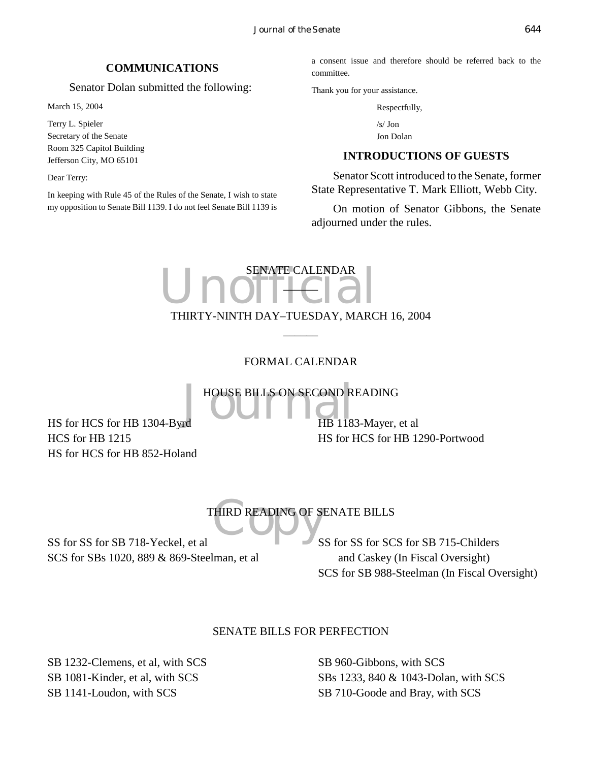## COMMUNICATIONS

Senator Dolan submitted the following:

March 15, 2004

Terry L. Spieler
Secretary of the Senate
Room 325 Capitol Building
Jefferson City, MO 65101

Dear Terry:

In keeping with Rule 45 of the Rules of the Senate, I wish to state my opposition to Senate Bill 1139. I do not feel Senate Bill 1139 is a consent issue and therefore should be referred back to the committee.

Thank you for your assistance.

Respectfully,

/s/ Jon
Jon Dolan

## INTRODUCTIONS OF GUESTS

Senator Scott introduced to the Senate, former State Representative T. Mark Elliott, Webb City.

On motion of Senator Gibbons, the Senate adjourned under the rules.

# SENATE CALENDAR

## THIRTY-NINTH DAY–TUESDAY, MARCH 16, 2004

### FORMAL CALENDAR

### HOUSE BILLS ON SECOND READING

HS for HCS for HB 1304-Byrd
HCS for HB 1215
HS for HCS for HB 852-Holand
HB 1183-Mayer, et al
HS for HCS for HB 1290-Portwood

### THIRD READING OF SENATE BILLS

SS for SS for SB 718-Yeckel, et al
SCS for SBs 1020, 889 & 869-Steelman, et al
SS for SS for SCS for SB 715-Childers and Caskey (In Fiscal Oversight)
SCS for SB 988-Steelman (In Fiscal Oversight)

### SENATE BILLS FOR PERFECTION

SB 1232-Clemens, et al, with SCS
SB 1081-Kinder, et al, with SCS
SB 1141-Loudon, with SCS
SB 960-Gibbons, with SCS
SBs 1233, 840 & 1043-Dolan, with SCS
SB 710-Goode and Bray, with SCS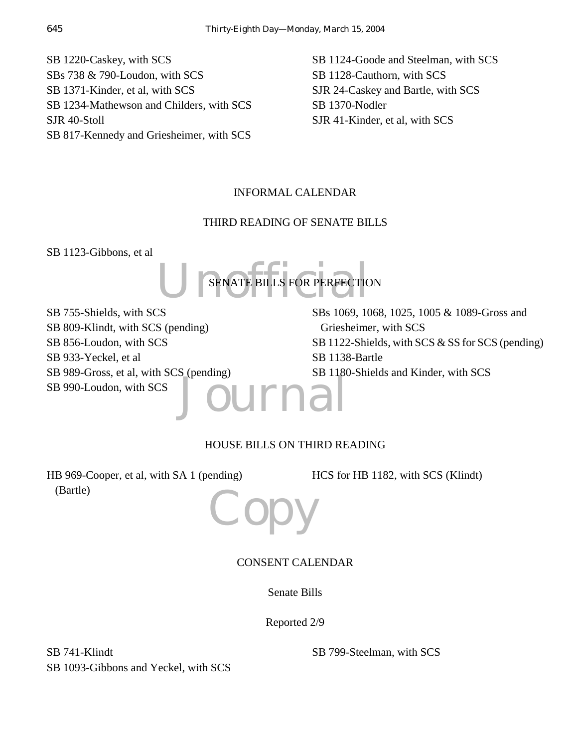SB 1220-Caskey, with SCS
SBs 738 & 790-Loudon, with SCS
SB 1371-Kinder, et al, with SCS
SB 1234-Mathewson and Childers, with SCS
SJR 40-Stoll
SB 817-Kennedy and Griesheimer, with SCS
SB 1124-Goode and Steelman, with SCS
SB 1128-Cauthorn, with SCS
SJR 24-Caskey and Bartle, with SCS
SB 1370-Nodler
SJR 41-Kinder, et al, with SCS

## INFORMAL CALENDAR

### THIRD READING OF SENATE BILLS

SB 1123-Gibbons, et al

### SENATE BILLS FOR PERFECTION

SB 755-Shields, with SCS
SB 809-Klindt, with SCS (pending)
SB 856-Loudon, with SCS
SB 933-Yeckel, et al
SB 989-Gross, et al, with SCS (pending)
SB 990-Loudon, with SCS
SBs 1069, 1068, 1025, 1005 & 1089-Gross and Griesheimer, with SCS
SB 1122-Shields, with SCS & SS for SCS (pending)
SB 1138-Bartle
SB 1180-Shields and Kinder, with SCS

### HOUSE BILLS ON THIRD READING

HB 969-Cooper, et al, with SA 1 (pending) (Bartle)
HCS for HB 1182, with SCS (Klindt)

## CONSENT CALENDAR

### Senate Bills

Reported 2/9

SB 741-Klindt
SB 1093-Gibbons and Yeckel, with SCS
SB 799-Steelman, with SCS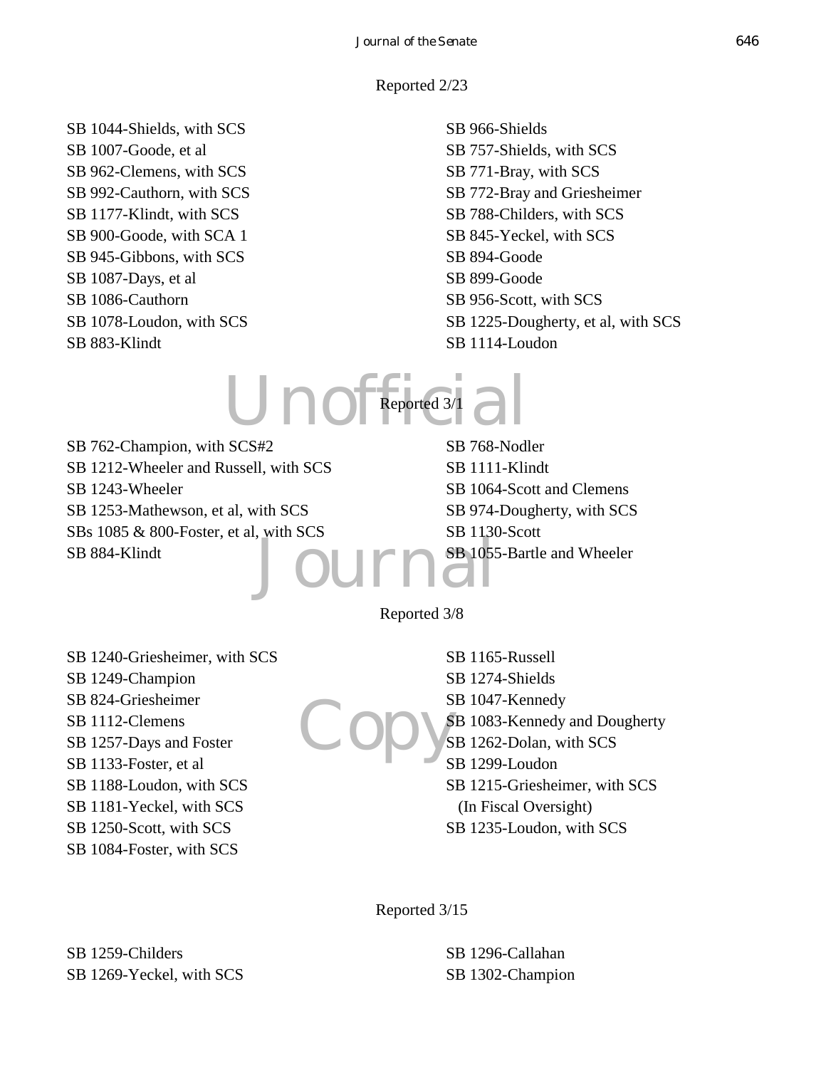Reported 2/23

SB 1044-Shields, with SCS
SB 1007-Goode, et al
SB 962-Clemens, with SCS
SB 992-Cauthorn, with SCS
SB 1177-Klindt, with SCS
SB 900-Goode, with SCA 1
SB 945-Gibbons, with SCS
SB 1087-Days, et al
SB 1086-Cauthorn
SB 1078-Loudon, with SCS
SB 883-Klindt
SB 966-Shields
SB 757-Shields, with SCS
SB 771-Bray, with SCS
SB 772-Bray and Griesheimer
SB 788-Childers, with SCS
SB 845-Yeckel, with SCS
SB 894-Goode
SB 899-Goode
SB 956-Scott, with SCS
SB 1225-Dougherty, et al, with SCS
SB 1114-Loudon

Reported 3/1

SB 762-Champion, with SCS#2
SB 1212-Wheeler and Russell, with SCS
SB 1243-Wheeler
SB 1253-Mathewson, et al, with SCS
SBs 1085 & 800-Foster, et al, with SCS
SB 884-Klindt
SB 768-Nodler
SB 1111-Klindt
SB 1064-Scott and Clemens
SB 974-Dougherty, with SCS
SB 1130-Scott
SB 1055-Bartle and Wheeler

Reported 3/8

SB 1240-Griesheimer, with SCS
SB 1249-Champion
SB 824-Griesheimer
SB 1112-Clemens
SB 1257-Days and Foster
SB 1133-Foster, et al
SB 1188-Loudon, with SCS
SB 1181-Yeckel, with SCS
SB 1250-Scott, with SCS
SB 1084-Foster, with SCS
SB 1165-Russell
SB 1274-Shields
SB 1047-Kennedy
SB 1083-Kennedy and Dougherty
SB 1262-Dolan, with SCS
SB 1299-Loudon
SB 1215-Griesheimer, with SCS
(In Fiscal Oversight)
SB 1235-Loudon, with SCS

Reported 3/15

SB 1259-Childers
SB 1269-Yeckel, with SCS
SB 1296-Callahan
SB 1302-Champion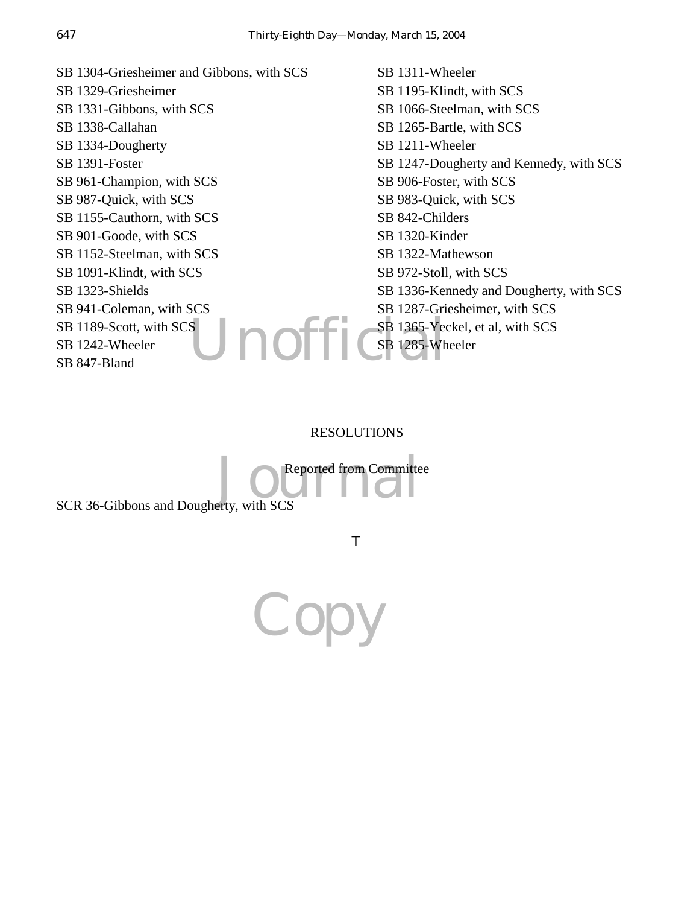SB 1304-Griesheimer and Gibbons, with SCS
SB 1329-Griesheimer
SB 1331-Gibbons, with SCS
SB 1338-Callahan
SB 1334-Dougherty
SB 1391-Foster
SB 961-Champion, with SCS
SB 987-Quick, with SCS
SB 1155-Cauthorn, with SCS
SB 901-Goode, with SCS
SB 1152-Steelman, with SCS
SB 1091-Klindt, with SCS
SB 1323-Shields
SB 941-Coleman, with SCS
SB 1189-Scott, with SCS
SB 1242-Wheeler
SB 847-Bland
SB 1311-Wheeler
SB 1195-Klindt, with SCS
SB 1066-Steelman, with SCS
SB 1265-Bartle, with SCS
SB 1211-Wheeler
SB 1247-Dougherty and Kennedy, with SCS
SB 906-Foster, with SCS
SB 983-Quick, with SCS
SB 842-Childers
SB 1320-Kinder
SB 1322-Mathewson
SB 972-Stoll, with SCS
SB 1336-Kennedy and Dougherty, with SCS
SB 1287-Griesheimer, with SCS
SB 1365-Yeckel, et al, with SCS
SB 1285-Wheeler

RESOLUTIONS

Reported from Committee

SCR 36-Gibbons and Dougherty, with SCS

T